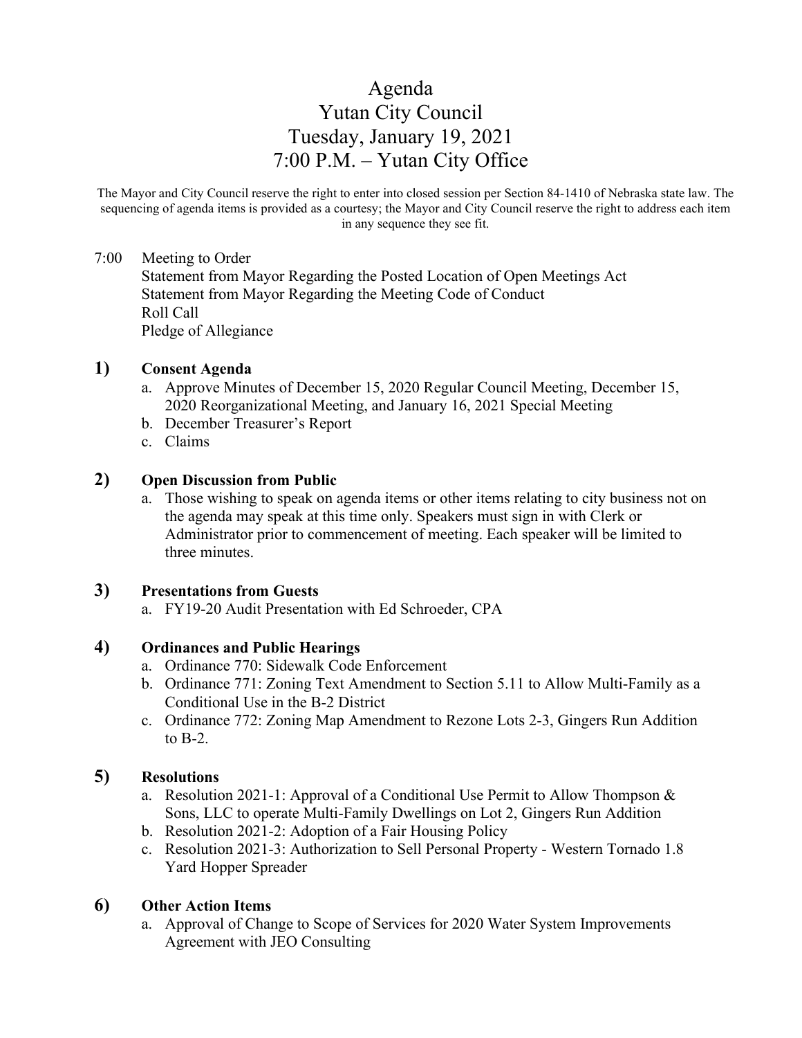# Agenda
# Yutan City Council
# Tuesday, January 19, 2021
# 7:00 P.M. – Yutan City Office

The Mayor and City Council reserve the right to enter into closed session per Section 84-1410 of Nebraska state law. The sequencing of agenda items is provided as a courtesy; the Mayor and City Council reserve the right to address each item in any sequence they see fit.

7:00 Meeting to Order
Statement from Mayor Regarding the Posted Location of Open Meetings Act
Statement from Mayor Regarding the Meeting Code of Conduct
Roll Call
Pledge of Allegiance

**1) Consent Agenda**

a. Approve Minutes of December 15, 2020 Regular Council Meeting, December 15, 2020 Reorganizational Meeting, and January 16, 2021 Special Meeting
b. December Treasurer's Report
c. Claims

**2) Open Discussion from Public**

a. Those wishing to speak on agenda items or other items relating to city business not on the agenda may speak at this time only. Speakers must sign in with Clerk or Administrator prior to commencement of meeting. Each speaker will be limited to three minutes.

**3) Presentations from Guests**

a. FY19-20 Audit Presentation with Ed Schroeder, CPA

**4) Ordinances and Public Hearings**

a. Ordinance 770: Sidewalk Code Enforcement
b. Ordinance 771: Zoning Text Amendment to Section 5.11 to Allow Multi-Family as a Conditional Use in the B-2 District
c. Ordinance 772: Zoning Map Amendment to Rezone Lots 2-3, Gingers Run Addition to B-2.

**5) Resolutions**

a. Resolution 2021-1: Approval of a Conditional Use Permit to Allow Thompson & Sons, LLC to operate Multi-Family Dwellings on Lot 2, Gingers Run Addition
b. Resolution 2021-2: Adoption of a Fair Housing Policy
c. Resolution 2021-3: Authorization to Sell Personal Property - Western Tornado 1.8 Yard Hopper Spreader

**6) Other Action Items**

a. Approval of Change to Scope of Services for 2020 Water System Improvements Agreement with JEO Consulting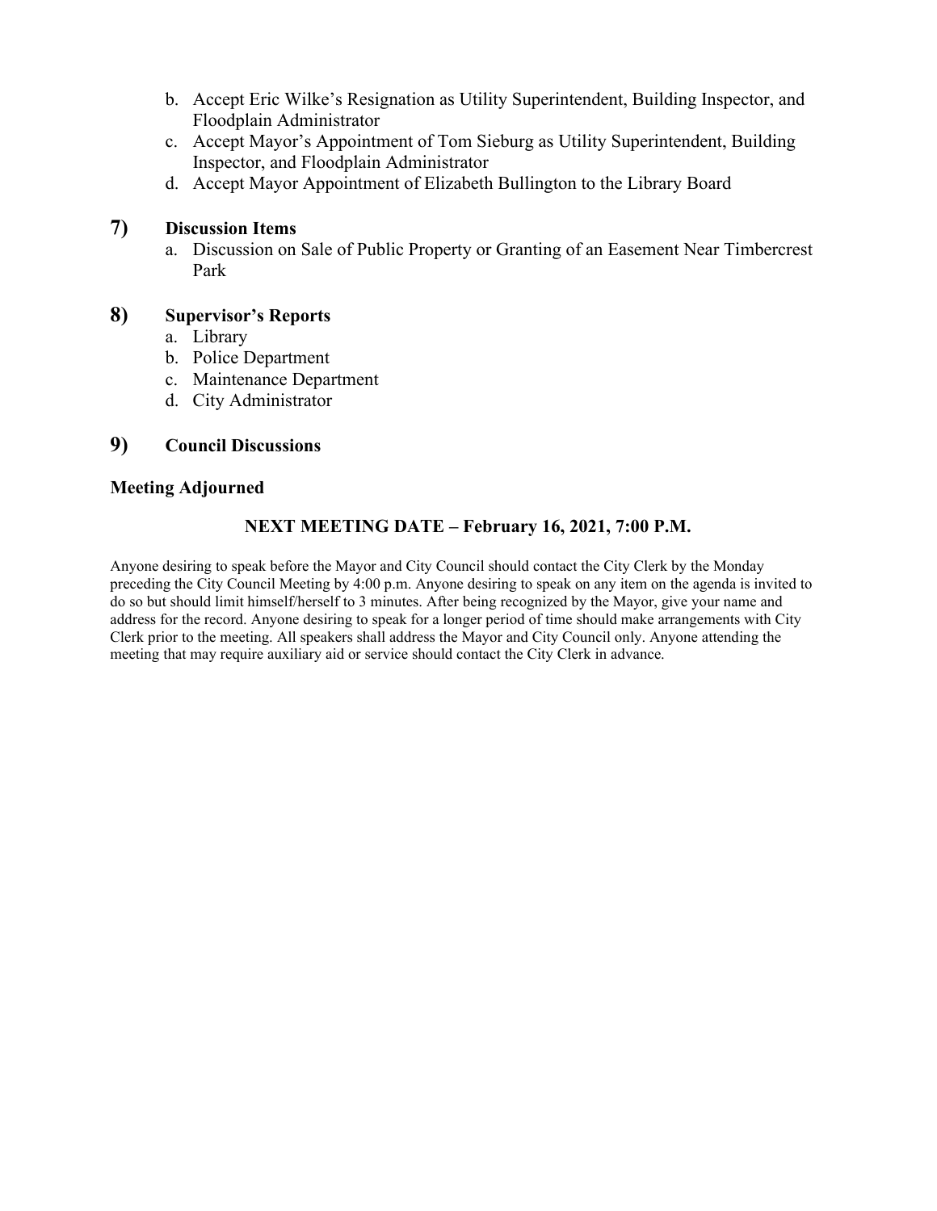b. Accept Eric Wilke's Resignation as Utility Superintendent, Building Inspector, and Floodplain Administrator
c. Accept Mayor's Appointment of Tom Sieburg as Utility Superintendent, Building Inspector, and Floodplain Administrator
d. Accept Mayor Appointment of Elizabeth Bullington to the Library Board

## 7) Discussion Items

a. Discussion on Sale of Public Property or Granting of an Easement Near Timbercrest Park

## 8) Supervisor's Reports

a. Library
b. Police Department
c. Maintenance Department
d. City Administrator

## 9) Council Discussions

**Meeting Adjourned**

**NEXT MEETING DATE – February 16, 2021, 7:00 P.M.**

Anyone desiring to speak before the Mayor and City Council should contact the City Clerk by the Monday preceding the City Council Meeting by 4:00 p.m. Anyone desiring to speak on any item on the agenda is invited to do so but should limit himself/herself to 3 minutes. After being recognized by the Mayor, give your name and address for the record. Anyone desiring to speak for a longer period of time should make arrangements with City Clerk prior to the meeting. All speakers shall address the Mayor and City Council only. Anyone attending the meeting that may require auxiliary aid or service should contact the City Clerk in advance.